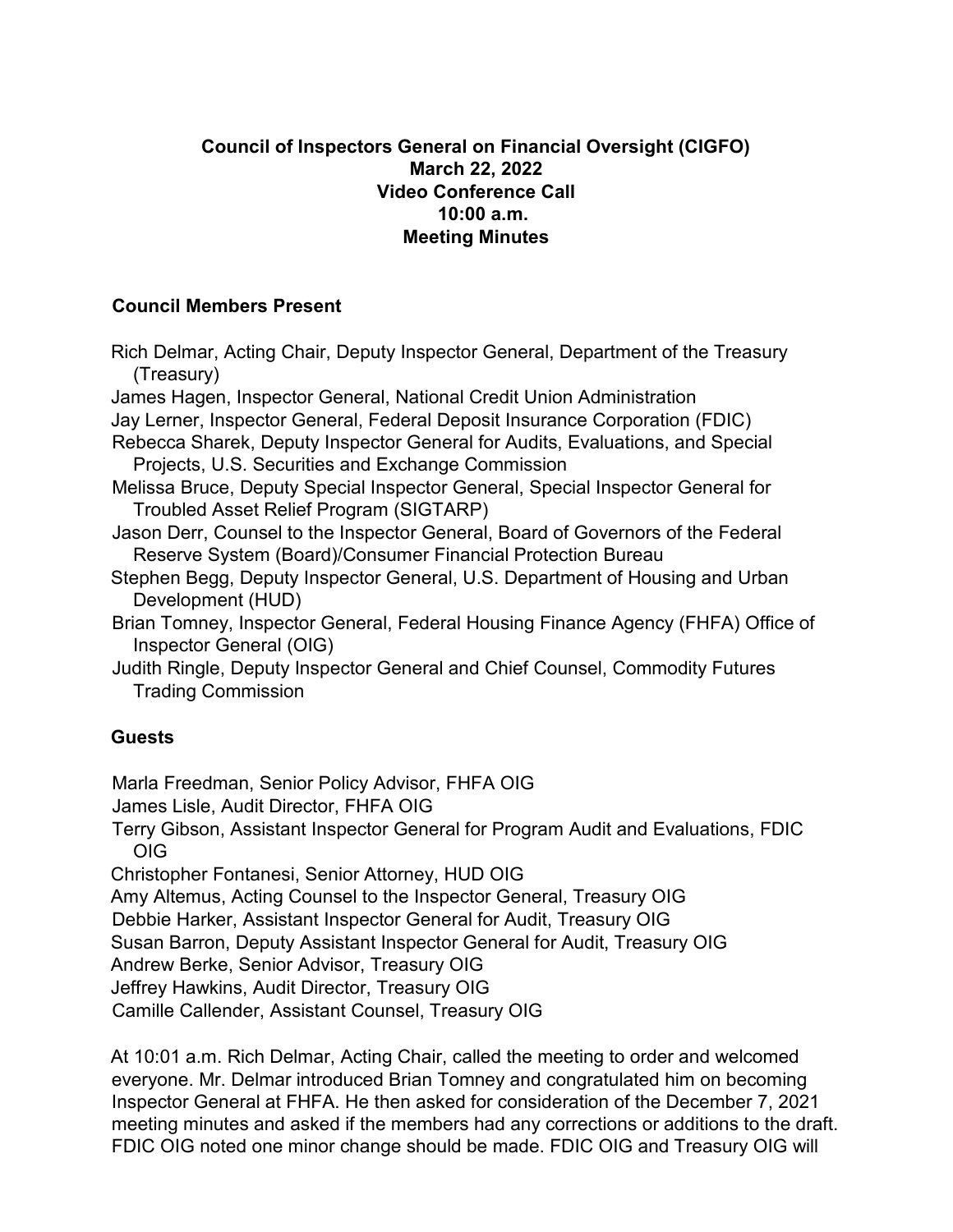# Council of Inspectors General on Financial Oversight (CIGFO)
## March 22, 2022
## Video Conference Call
## 10:00 a.m.
## Meeting Minutes

### Council Members Present

Rich Delmar, Acting Chair, Deputy Inspector General, Department of the Treasury (Treasury)
James Hagen, Inspector General, National Credit Union Administration
Jay Lerner, Inspector General, Federal Deposit Insurance Corporation (FDIC)
Rebecca Sharek, Deputy Inspector General for Audits, Evaluations, and Special Projects, U.S. Securities and Exchange Commission
Melissa Bruce, Deputy Special Inspector General, Special Inspector General for Troubled Asset Relief Program (SIGTARP)
Jason Derr, Counsel to the Inspector General, Board of Governors of the Federal Reserve System (Board)/Consumer Financial Protection Bureau
Stephen Begg, Deputy Inspector General, U.S. Department of Housing and Urban Development (HUD)
Brian Tomney, Inspector General, Federal Housing Finance Agency (FHFA) Office of Inspector General (OIG)
Judith Ringle, Deputy Inspector General and Chief Counsel, Commodity Futures Trading Commission

### Guests

Marla Freedman, Senior Policy Advisor, FHFA OIG
James Lisle, Audit Director, FHFA OIG
Terry Gibson, Assistant Inspector General for Program Audit and Evaluations, FDIC OIG
Christopher Fontanesi, Senior Attorney, HUD OIG
Amy Altemus, Acting Counsel to the Inspector General, Treasury OIG
Debbie Harker, Assistant Inspector General for Audit, Treasury OIG
Susan Barron, Deputy Assistant Inspector General for Audit, Treasury OIG
Andrew Berke, Senior Advisor, Treasury OIG
Jeffrey Hawkins, Audit Director, Treasury OIG
Camille Callender, Assistant Counsel, Treasury OIG

At 10:01 a.m. Rich Delmar, Acting Chair, called the meeting to order and welcomed everyone. Mr. Delmar introduced Brian Tomney and congratulated him on becoming Inspector General at FHFA. He then asked for consideration of the December 7, 2021 meeting minutes and asked if the members had any corrections or additions to the draft. FDIC OIG noted one minor change should be made. FDIC OIG and Treasury OIG will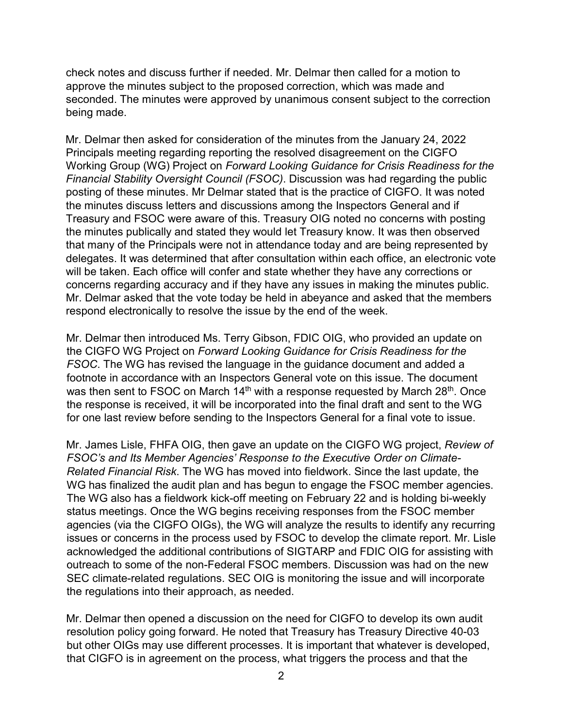check notes and discuss further if needed. Mr. Delmar then called for a motion to approve the minutes subject to the proposed correction, which was made and seconded. The minutes were approved by unanimous consent subject to the correction being made.

Mr. Delmar then asked for consideration of the minutes from the January 24, 2022 Principals meeting regarding reporting the resolved disagreement on the CIGFO Working Group (WG) Project on *Forward Looking Guidance for Crisis Readiness for the Financial Stability Oversight Council (FSOC)*. Discussion was had regarding the public posting of these minutes. Mr Delmar stated that is the practice of CIGFO. It was noted the minutes discuss letters and discussions among the Inspectors General and if Treasury and FSOC were aware of this. Treasury OIG noted no concerns with posting the minutes publically and stated they would let Treasury know. It was then observed that many of the Principals were not in attendance today and are being represented by delegates. It was determined that after consultation within each office, an electronic vote will be taken. Each office will confer and state whether they have any corrections or concerns regarding accuracy and if they have any issues in making the minutes public. Mr. Delmar asked that the vote today be held in abeyance and asked that the members respond electronically to resolve the issue by the end of the week.

Mr. Delmar then introduced Ms. Terry Gibson, FDIC OIG, who provided an update on the CIGFO WG Project on *Forward Looking Guidance for Crisis Readiness for the FSOC*. The WG has revised the language in the guidance document and added a footnote in accordance with an Inspectors General vote on this issue. The document was then sent to FSOC on March 14th with a response requested by March 28th. Once the response is received, it will be incorporated into the final draft and sent to the WG for one last review before sending to the Inspectors General for a final vote to issue.

Mr. James Lisle, FHFA OIG, then gave an update on the CIGFO WG project, *Review of FSOC's and Its Member Agencies' Response to the Executive Order on Climate-Related Financial Risk*. The WG has moved into fieldwork. Since the last update, the WG has finalized the audit plan and has begun to engage the FSOC member agencies. The WG also has a fieldwork kick-off meeting on February 22 and is holding bi-weekly status meetings. Once the WG begins receiving responses from the FSOC member agencies (via the CIGFO OIGs), the WG will analyze the results to identify any recurring issues or concerns in the process used by FSOC to develop the climate report. Mr. Lisle acknowledged the additional contributions of SIGTARP and FDIC OIG for assisting with outreach to some of the non-Federal FSOC members. Discussion was had on the new SEC climate-related regulations. SEC OIG is monitoring the issue and will incorporate the regulations into their approach, as needed.

Mr. Delmar then opened a discussion on the need for CIGFO to develop its own audit resolution policy going forward. He noted that Treasury has Treasury Directive 40-03 but other OIGs may use different processes. It is important that whatever is developed, that CIGFO is in agreement on the process, what triggers the process and that the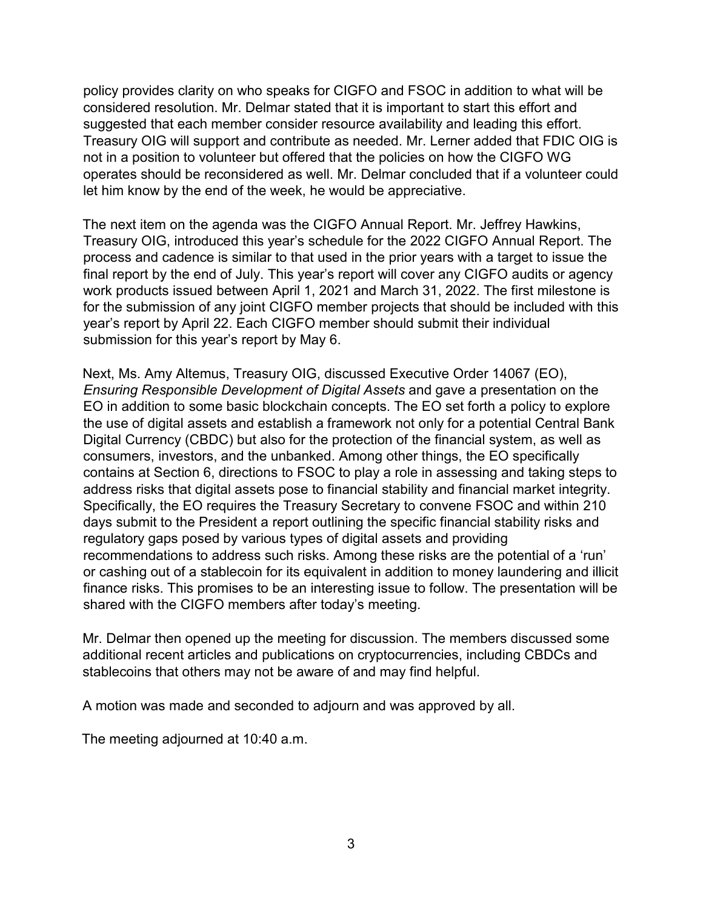policy provides clarity on who speaks for CIGFO and FSOC in addition to what will be considered resolution. Mr. Delmar stated that it is important to start this effort and suggested that each member consider resource availability and leading this effort. Treasury OIG will support and contribute as needed. Mr. Lerner added that FDIC OIG is not in a position to volunteer but offered that the policies on how the CIGFO WG operates should be reconsidered as well. Mr. Delmar concluded that if a volunteer could let him know by the end of the week, he would be appreciative.

The next item on the agenda was the CIGFO Annual Report. Mr. Jeffrey Hawkins, Treasury OIG, introduced this year's schedule for the 2022 CIGFO Annual Report. The process and cadence is similar to that used in the prior years with a target to issue the final report by the end of July. This year's report will cover any CIGFO audits or agency work products issued between April 1, 2021 and March 31, 2022. The first milestone is for the submission of any joint CIGFO member projects that should be included with this year's report by April 22. Each CIGFO member should submit their individual submission for this year's report by May 6.

Next, Ms. Amy Altemus, Treasury OIG, discussed Executive Order 14067 (EO), *Ensuring Responsible Development of Digital Assets* and gave a presentation on the EO in addition to some basic blockchain concepts. The EO set forth a policy to explore the use of digital assets and establish a framework not only for a potential Central Bank Digital Currency (CBDC) but also for the protection of the financial system, as well as consumers, investors, and the unbanked. Among other things, the EO specifically contains at Section 6, directions to FSOC to play a role in assessing and taking steps to address risks that digital assets pose to financial stability and financial market integrity. Specifically, the EO requires the Treasury Secretary to convene FSOC and within 210 days submit to the President a report outlining the specific financial stability risks and regulatory gaps posed by various types of digital assets and providing recommendations to address such risks. Among these risks are the potential of a 'run' or cashing out of a stablecoin for its equivalent in addition to money laundering and illicit finance risks. This promises to be an interesting issue to follow. The presentation will be shared with the CIGFO members after today's meeting.

Mr. Delmar then opened up the meeting for discussion. The members discussed some additional recent articles and publications on cryptocurrencies, including CBDCs and stablecoins that others may not be aware of and may find helpful.

A motion was made and seconded to adjourn and was approved by all.

The meeting adjourned at 10:40 a.m.